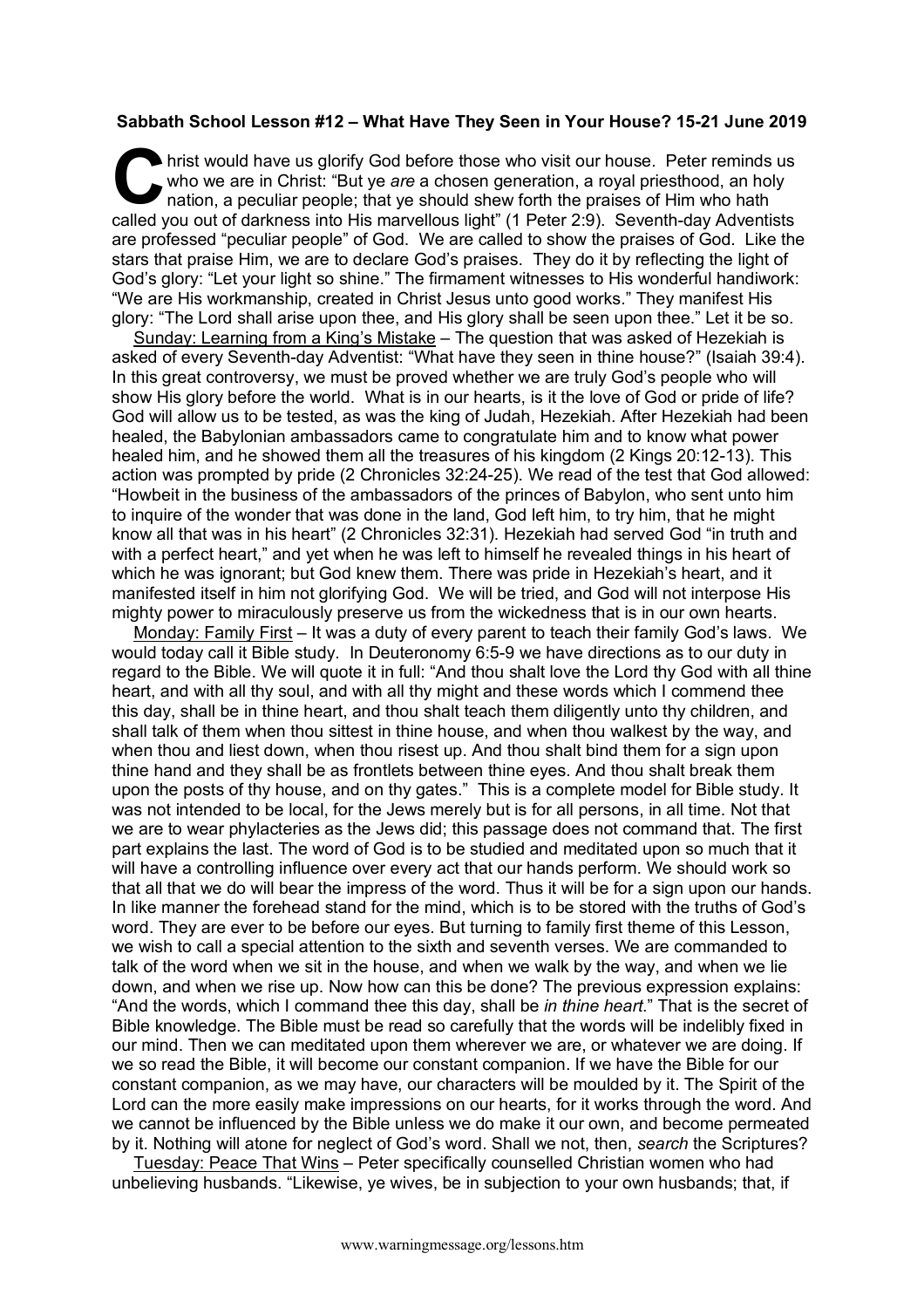**Sabbath School Lesson #12 – What Have They Seen in Your House? 15-21 June 2019**

Christ would have us glorify God before those who visit our house. Peter reminds us who we are in Christ: "But ye *are* a chosen generation, a royal priesthood, an holy nation, a peculiar people; that ye should shew forth the praises of Him who hath called you out of darkness into His marvellous light" (1 Peter 2:9). Seventh-day Adventists are professed "peculiar people" of God. We are called to show the praises of God. Like the stars that praise Him, we are to declare God's praises. They do it by reflecting the light of God's glory: "Let your light so shine." The firmament witnesses to His wonderful handiwork: "We are His workmanship, created in Christ Jesus unto good works." They manifest His glory: "The Lord shall arise upon thee, and His glory shall be seen upon thee." Let it be so.

Sunday: Learning from a King's Mistake – The question that was asked of Hezekiah is asked of every Seventh-day Adventist: "What have they seen in thine house?" (Isaiah 39:4). In this great controversy, we must be proved whether we are truly God's people who will show His glory before the world. What is in our hearts, is it the love of God or pride of life? God will allow us to be tested, as was the king of Judah, Hezekiah. After Hezekiah had been healed, the Babylonian ambassadors came to congratulate him and to know what power healed him, and he showed them all the treasures of his kingdom (2 Kings 20:12-13). This action was prompted by pride (2 Chronicles 32:24-25). We read of the test that God allowed: "Howbeit in the business of the ambassadors of the princes of Babylon, who sent unto him to inquire of the wonder that was done in the land, God left him, to try him, that he might know all that was in his heart" (2 Chronicles 32:31). Hezekiah had served God "in truth and with a perfect heart," and yet when he was left to himself he revealed things in his heart of which he was ignorant; but God knew them. There was pride in Hezekiah's heart, and it manifested itself in him not glorifying God. We will be tried, and God will not interpose His mighty power to miraculously preserve us from the wickedness that is in our own hearts.

Monday: Family First – It was a duty of every parent to teach their family God's laws. We would today call it Bible study. In Deuteronomy 6:5-9 we have directions as to our duty in regard to the Bible. We will quote it in full: "And thou shalt love the Lord thy God with all thine heart, and with all thy soul, and with all thy might and these words which I commend thee this day, shall be in thine heart, and thou shalt teach them diligently unto thy children, and shall talk of them when thou sittest in thine house, and when thou walkest by the way, and when thou and liest down, when thou risest up. And thou shalt bind them for a sign upon thine hand and they shall be as frontlets between thine eyes. And thou shalt break them upon the posts of thy house, and on thy gates." This is a complete model for Bible study. It was not intended to be local, for the Jews merely but is for all persons, in all time. Not that we are to wear phylacteries as the Jews did; this passage does not command that. The first part explains the last. The word of God is to be studied and meditated upon so much that it will have a controlling influence over every act that our hands perform. We should work so that all that we do will bear the impress of the word. Thus it will be for a sign upon our hands. In like manner the forehead stand for the mind, which is to be stored with the truths of God's word. They are ever to be before our eyes. But turning to family first theme of this Lesson, we wish to call a special attention to the sixth and seventh verses. We are commanded to talk of the word when we sit in the house, and when we walk by the way, and when we lie down, and when we rise up. Now how can this be done? The previous expression explains: "And the words, which I command thee this day, shall be *in thine heart*." That is the secret of Bible knowledge. The Bible must be read so carefully that the words will be indelibly fixed in our mind. Then we can meditated upon them wherever we are, or whatever we are doing. If we so read the Bible, it will become our constant companion. If we have the Bible for our constant companion, as we may have, our characters will be moulded by it. The Spirit of the Lord can the more easily make impressions on our hearts, for it works through the word. And we cannot be influenced by the Bible unless we do make it our own, and become permeated by it. Nothing will atone for neglect of God's word. Shall we not, then, *search* the Scriptures?

Tuesday: Peace That Wins – Peter specifically counselled Christian women who had unbelieving husbands. "Likewise, ye wives, be in subjection to your own husbands; that, if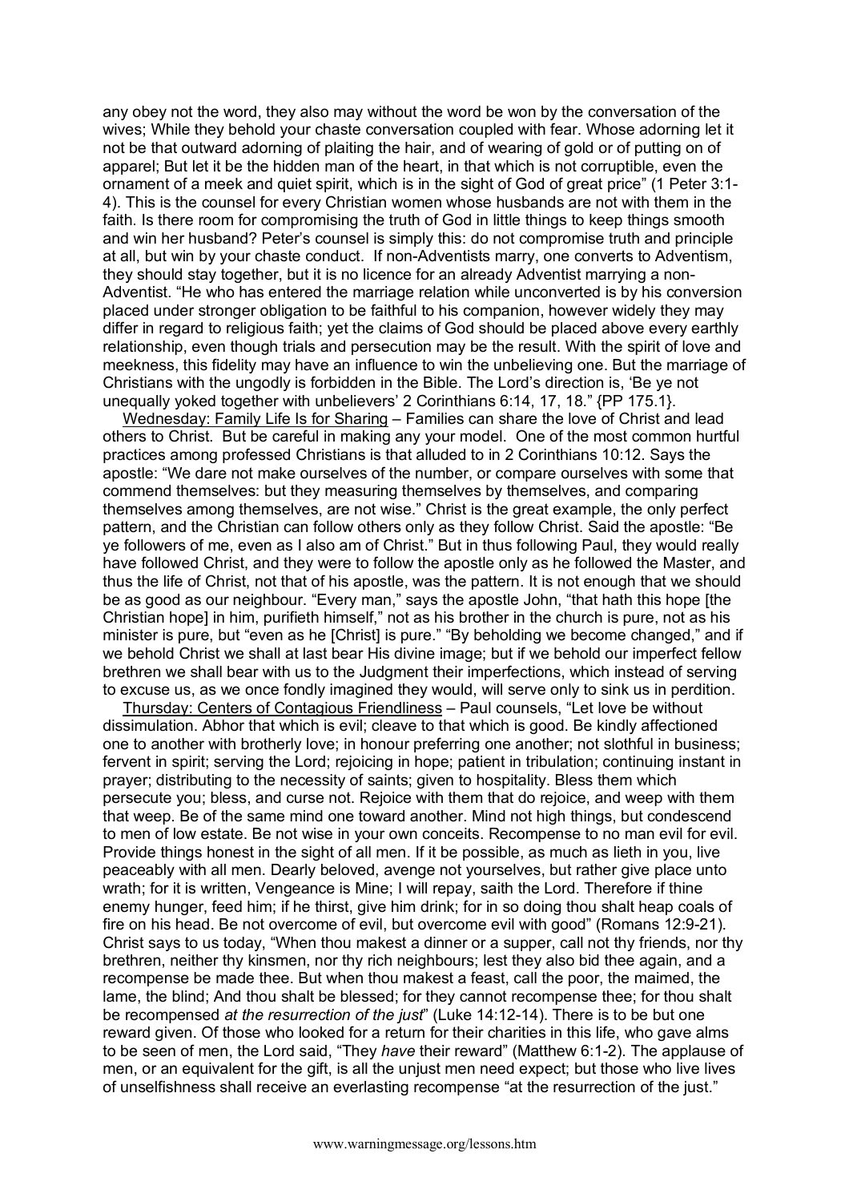any obey not the word, they also may without the word be won by the conversation of the wives; While they behold your chaste conversation coupled with fear. Whose adorning let it not be that outward adorning of plaiting the hair, and of wearing of gold or of putting on of apparel; But let it be the hidden man of the heart, in that which is not corruptible, even the ornament of a meek and quiet spirit, which is in the sight of God of great price" (1 Peter 3:1-4). This is the counsel for every Christian women whose husbands are not with them in the faith. Is there room for compromising the truth of God in little things to keep things smooth and win her husband? Peter's counsel is simply this: do not compromise truth and principle at all, but win by your chaste conduct. If non-Adventists marry, one converts to Adventism, they should stay together, but it is no licence for an already Adventist marrying a non-Adventist. "He who has entered the marriage relation while unconverted is by his conversion placed under stronger obligation to be faithful to his companion, however widely they may differ in regard to religious faith; yet the claims of God should be placed above every earthly relationship, even though trials and persecution may be the result. With the spirit of love and meekness, this fidelity may have an influence to win the unbelieving one. But the marriage of Christians with the ungodly is forbidden in the Bible. The Lord's direction is, 'Be ye not unequally yoked together with unbelievers' 2 Corinthians 6:14, 17, 18." {PP 175.1}.

Wednesday: Family Life Is for Sharing – Families can share the love of Christ and lead others to Christ. But be careful in making any your model. One of the most common hurtful practices among professed Christians is that alluded to in 2 Corinthians 10:12. Says the apostle: "We dare not make ourselves of the number, or compare ourselves with some that commend themselves: but they measuring themselves by themselves, and comparing themselves among themselves, are not wise." Christ is the great example, the only perfect pattern, and the Christian can follow others only as they follow Christ. Said the apostle: "Be ye followers of me, even as I also am of Christ." But in thus following Paul, they would really have followed Christ, and they were to follow the apostle only as he followed the Master, and thus the life of Christ, not that of his apostle, was the pattern. It is not enough that we should be as good as our neighbour. "Every man," says the apostle John, "that hath this hope [the Christian hope] in him, purifieth himself," not as his brother in the church is pure, not as his minister is pure, but "even as he [Christ] is pure." "By beholding we become changed," and if we behold Christ we shall at last bear His divine image; but if we behold our imperfect fellow brethren we shall bear with us to the Judgment their imperfections, which instead of serving to excuse us, as we once fondly imagined they would, will serve only to sink us in perdition.

Thursday: Centers of Contagious Friendliness – Paul counsels, "Let love be without dissimulation. Abhor that which is evil; cleave to that which is good. Be kindly affectioned one to another with brotherly love; in honour preferring one another; not slothful in business; fervent in spirit; serving the Lord; rejoicing in hope; patient in tribulation; continuing instant in prayer; distributing to the necessity of saints; given to hospitality. Bless them which persecute you; bless, and curse not. Rejoice with them that do rejoice, and weep with them that weep. Be of the same mind one toward another. Mind not high things, but condescend to men of low estate. Be not wise in your own conceits. Recompense to no man evil for evil. Provide things honest in the sight of all men. If it be possible, as much as lieth in you, live peaceably with all men. Dearly beloved, avenge not yourselves, but rather give place unto wrath; for it is written, Vengeance is Mine; I will repay, saith the Lord. Therefore if thine enemy hunger, feed him; if he thirst, give him drink; for in so doing thou shalt heap coals of fire on his head. Be not overcome of evil, but overcome evil with good" (Romans 12:9-21). Christ says to us today, "When thou makest a dinner or a supper, call not thy friends, nor thy brethren, neither thy kinsmen, nor thy rich neighbours; lest they also bid thee again, and a recompense be made thee. But when thou makest a feast, call the poor, the maimed, the lame, the blind; And thou shalt be blessed; for they cannot recompense thee; for thou shalt be recompensed *at the resurrection of the just*" (Luke 14:12-14). There is to be but one reward given. Of those who looked for a return for their charities in this life, who gave alms to be seen of men, the Lord said, "They *have* their reward" (Matthew 6:1-2). The applause of men, or an equivalent for the gift, is all the unjust men need expect; but those who live lives of unselfishness shall receive an everlasting recompense "at the resurrection of the just."